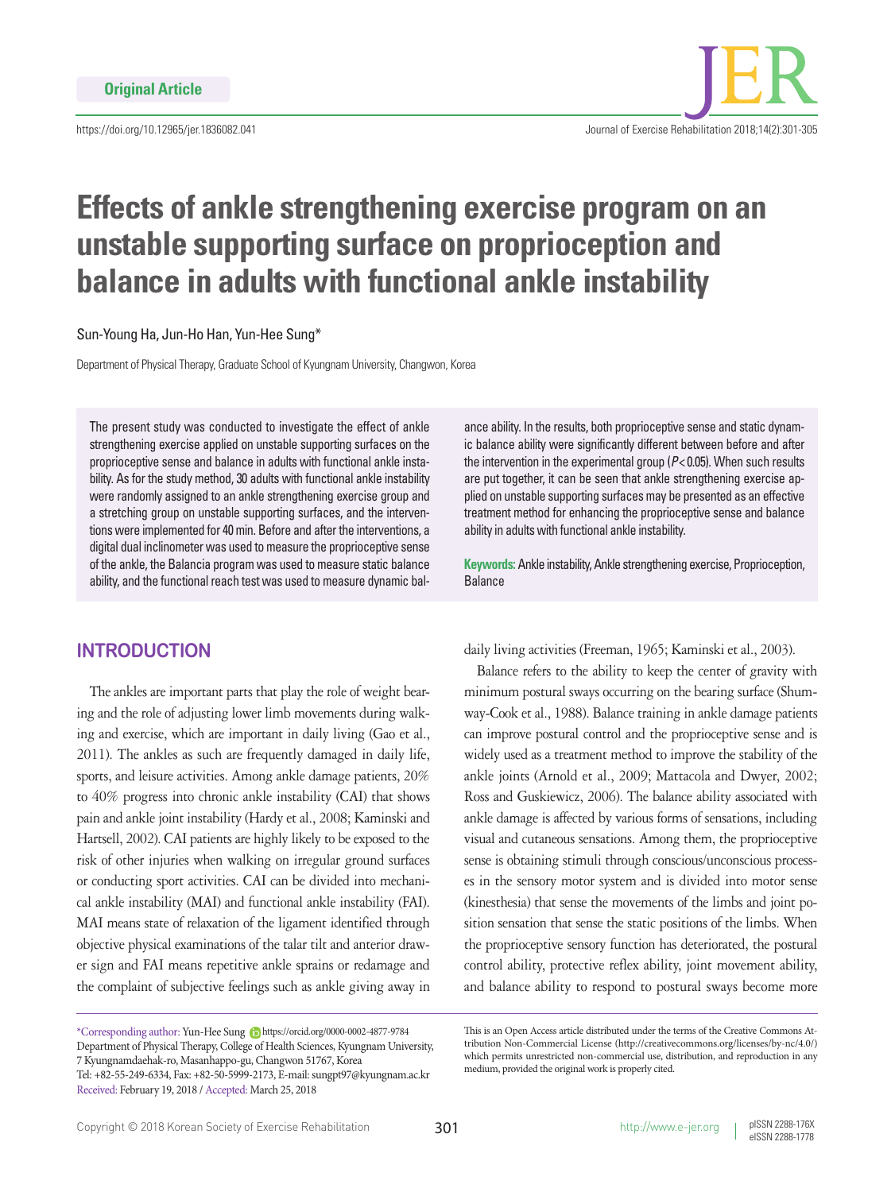Original Article

https://doi.org/10.12965/jer.1836082.041

# Effects of ankle strengthening exercise program on an unstable supporting surface on proprioception and balance in adults with functional ankle instability

Sun-Young Ha, Jun-Ho Han, Yun-Hee Sung*

Department of Physical Therapy, Graduate School of Kyungnam University, Changwon, Korea

The present study was conducted to investigate the effect of ankle strengthening exercise applied on unstable supporting surfaces on the proprioceptive sense and balance in adults with functional ankle instability. As for the study method, 30 adults with functional ankle instability were randomly assigned to an ankle strengthening exercise group and a stretching group on unstable supporting surfaces, and the interventions were implemented for 40 min. Before and after the interventions, a digital dual inclinometer was used to measure the proprioceptive sense of the ankle, the Balancia program was used to measure static balance ability, and the functional reach test was used to measure dynamic balance ability. In the results, both proprioceptive sense and static dynamic balance ability were significantly different between before and after the intervention in the experimental group ($P<0.05$). When such results are put together, it can be seen that ankle strengthening exercise applied on unstable supporting surfaces may be presented as an effective treatment method for enhancing the proprioceptive sense and balance ability in adults with functional ankle instability.

**Keywords:** Ankle instability, Ankle strengthening exercise, Proprioception, Balance

## INTRODUCTION

The ankles are important parts that play the role of weight bearing and the role of adjusting lower limb movements during walking and exercise, which are important in daily living (Gao et al., 2011). The ankles as such are frequently damaged in daily life, sports, and leisure activities. Among ankle damage patients, 20% to 40% progress into chronic ankle instability (CAI) that shows pain and ankle joint instability (Hardy et al., 2008; Kaminski and Hartsell, 2002). CAI patients are highly likely to be exposed to the risk of other injuries when walking on irregular ground surfaces or conducting sport activities. CAI can be divided into mechanical ankle instability (MAI) and functional ankle instability (FAI). MAI means state of relaxation of the ligament identified through objective physical examinations of the talar tilt and anterior drawer sign and FAI means repetitive ankle sprains or redamage and the complaint of subjective feelings such as ankle giving away in daily living activities (Freeman, 1965; Kaminski et al., 2003).

Balance refers to the ability to keep the center of gravity with minimum postural sways occurring on the bearing surface (Shumway-Cook et al., 1988). Balance training in ankle damage patients can improve postural control and the proprioceptive sense and is widely used as a treatment method to improve the stability of the ankle joints (Arnold et al., 2009; Mattacola and Dwyer, 2002; Ross and Guskiewicz, 2006). The balance ability associated with ankle damage is affected by various forms of sensations, including visual and cutaneous sensations. Among them, the proprioceptive sense is obtaining stimuli through conscious/unconscious processes in the sensory motor system and is divided into motor sense (kinesthesia) that sense the movements of the limbs and joint position sensation that sense the static positions of the limbs. When the proprioceptive sensory function has deteriorated, the postural control ability, protective reflex ability, joint movement ability, and balance ability to respond to postural sways become more

*Corresponding author: Yun-Hee Sung https://orcid.org/0000-0002-4877-9784
Department of Physical Therapy, College of Health Sciences, Kyungnam University, 7 Kyungnamdaehak-ro, Masanhappo-gu, Changwon 51767, Korea
Tel: +82-55-249-6334, Fax: +82-50-5999-2173, E-mail: sungpt97@kyungnam.ac.kr
Received: February 19, 2018 / Accepted: March 25, 2018

This is an Open Access article distributed under the terms of the Creative Commons Attribution Non-Commercial License (http://creativecommons.org/licenses/by-nc/4.0/) which permits unrestricted non-commercial use, distribution, and reproduction in any medium, provided the original work is properly cited.

Copyright © 2018 Korean Society of Exercise Rehabilitation

pISSN 2288-176X
eISSN 2288-1778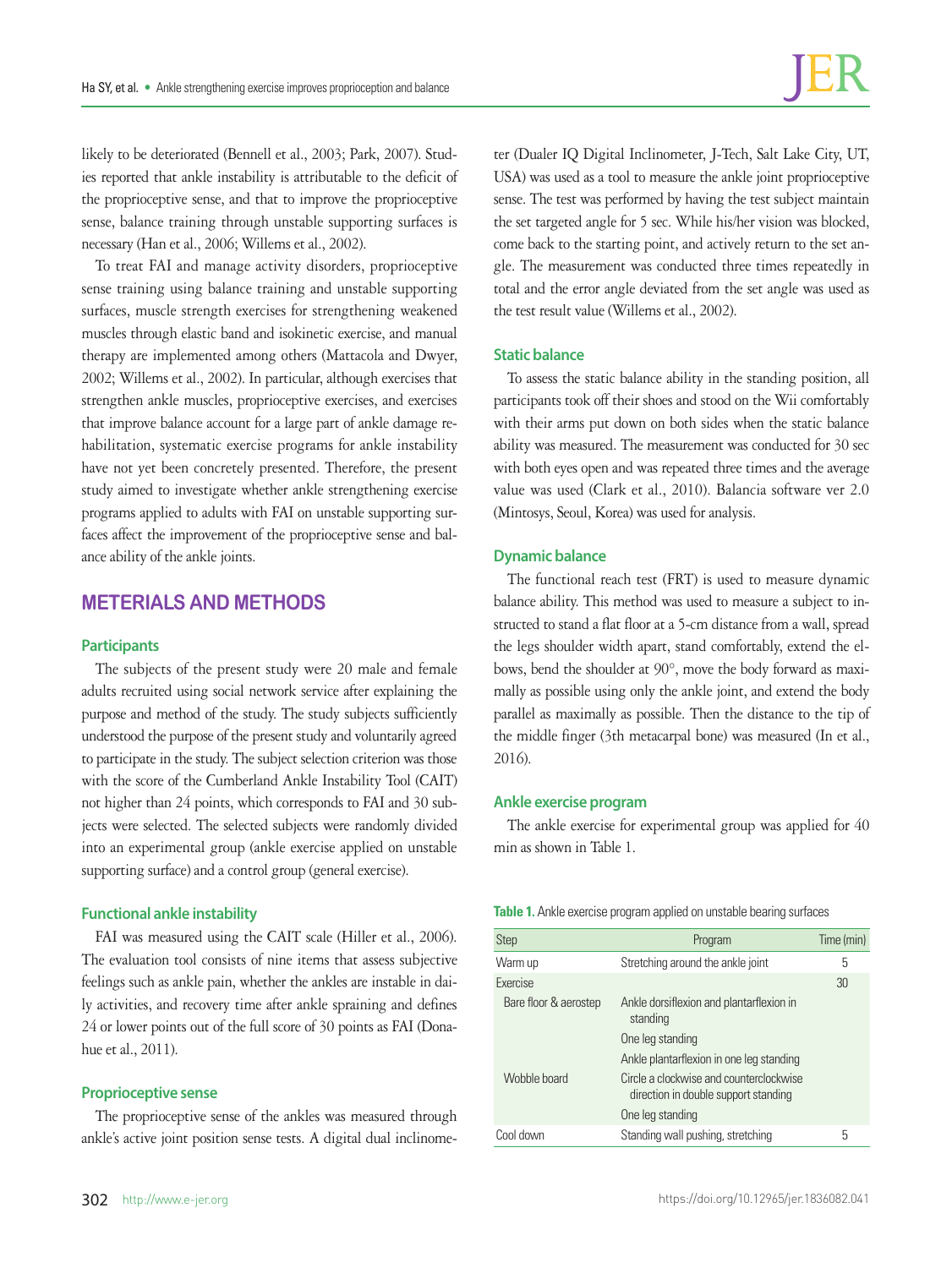likely to be deteriorated (Bennell et al., 2003; Park, 2007). Studies reported that ankle instability is attributable to the deficit of the proprioceptive sense, and that to improve the proprioceptive sense, balance training through unstable supporting surfaces is necessary (Han et al., 2006; Willems et al., 2002).

To treat FAI and manage activity disorders, proprioceptive sense training using balance training and unstable supporting surfaces, muscle strength exercises for strengthening weakened muscles through elastic band and isokinetic exercise, and manual therapy are implemented among others (Mattacola and Dwyer, 2002; Willems et al., 2002). In particular, although exercises that strengthen ankle muscles, proprioceptive exercises, and exercises that improve balance account for a large part of ankle damage rehabilitation, systematic exercise programs for ankle instability have not yet been concretely presented. Therefore, the present study aimed to investigate whether ankle strengthening exercise programs applied to adults with FAI on unstable supporting surfaces affect the improvement of the proprioceptive sense and balance ability of the ankle joints.

## METERIALS AND METHODS

### Participants

The subjects of the present study were 20 male and female adults recruited using social network service after explaining the purpose and method of the study. The study subjects sufficiently understood the purpose of the present study and voluntarily agreed to participate in the study. The subject selection criterion was those with the score of the Cumberland Ankle Instability Tool (CAIT) not higher than 24 points, which corresponds to FAI and 30 subjects were selected. The selected subjects were randomly divided into an experimental group (ankle exercise applied on unstable supporting surface) and a control group (general exercise).

### Functional ankle instability

FAI was measured using the CAIT scale (Hiller et al., 2006). The evaluation tool consists of nine items that assess subjective feelings such as ankle pain, whether the ankles are instable in daily activities, and recovery time after ankle spraining and defines 24 or lower points out of the full score of 30 points as FAI (Donahue et al., 2011).

### Proprioceptive sense

The proprioceptive sense of the ankles was measured through ankle's active joint position sense tests. A digital dual inclinometer (Dualer IQ Digital Inclinometer, J-Tech, Salt Lake City, UT, USA) was used as a tool to measure the ankle joint proprioceptive sense. The test was performed by having the test subject maintain the set targeted angle for 5 sec. While his/her vision was blocked, come back to the starting point, and actively return to the set angle. The measurement was conducted three times repeatedly in total and the error angle deviated from the set angle was used as the test result value (Willems et al., 2002).

### Static balance

To assess the static balance ability in the standing position, all participants took off their shoes and stood on the Wii comfortably with their arms put down on both sides when the static balance ability was measured. The measurement was conducted for 30 sec with both eyes open and was repeated three times and the average value was used (Clark et al., 2010). Balancia software ver 2.0 (Mintosys, Seoul, Korea) was used for analysis.

### Dynamic balance

The functional reach test (FRT) is used to measure dynamic balance ability. This method was used to measure a subject to instructed to stand a flat floor at a 5-cm distance from a wall, spread the legs shoulder width apart, stand comfortably, extend the elbows, bend the shoulder at 90°, move the body forward as maximally as possible using only the ankle joint, and extend the body parallel as maximally as possible. Then the distance to the tip of the middle finger (3th metacarpal bone) was measured (In et al., 2016).

### Ankle exercise program

The ankle exercise for experimental group was applied for 40 min as shown in Table 1.

**Table 1.** Ankle exercise program applied on unstable bearing surfaces

| Step | Program | Time (min) |
|---|---|---|
| Warm up | Stretching around the ankle joint | 5 |
| Exercise | | 30 |
| Bare floor & aerostep | Ankle dorsiflexion and plantarflexion in standing | |
| | One leg standing | |
| | Ankle plantarflexion in one leg standing | |
| Wobble board | Circle a clockwise and counterclockwise direction in double support standing | |
| | One leg standing | |
| Cool down | Standing wall pushing, stretching | 5 |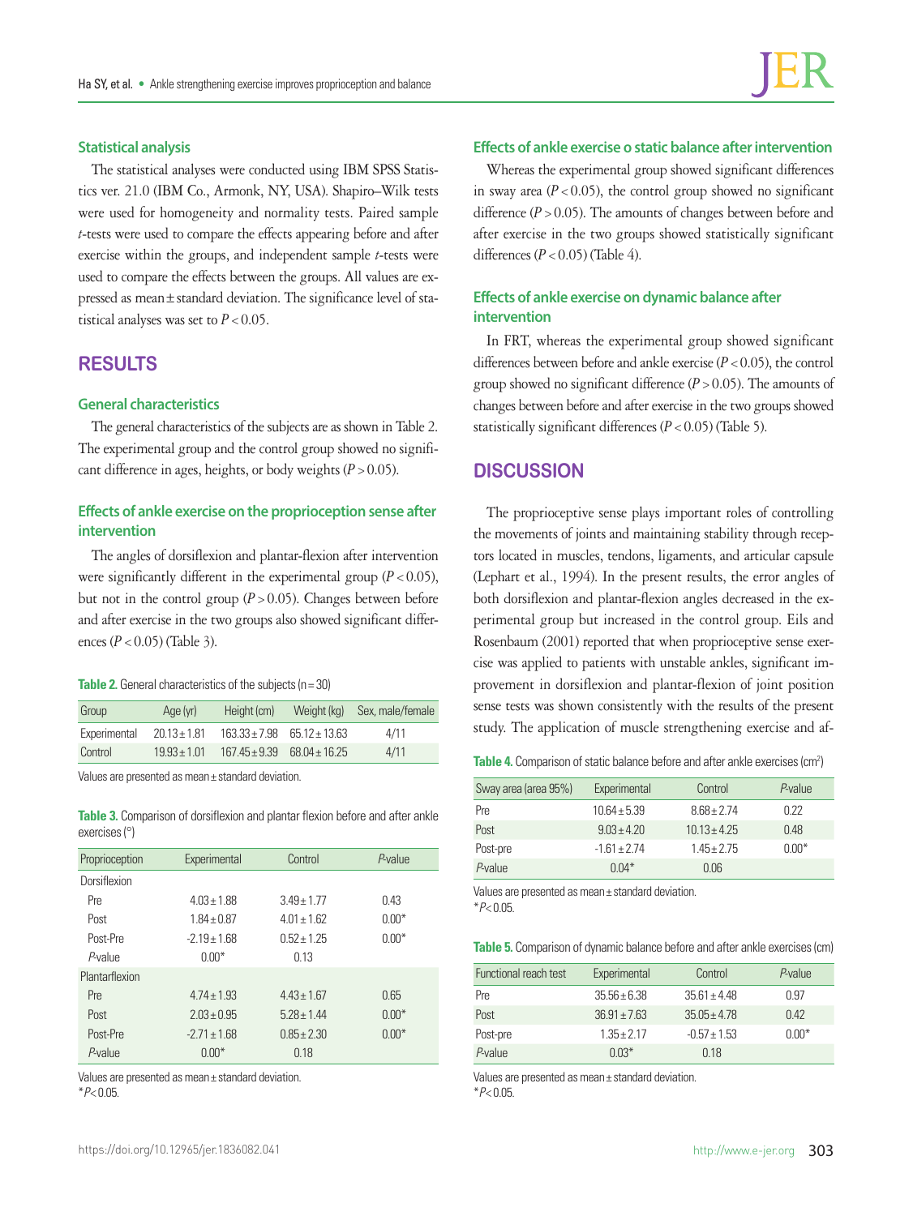### Statistical analysis

The statistical analyses were conducted using IBM SPSS Statistics ver. 21.0 (IBM Co., Armonk, NY, USA). Shapiro–Wilk tests were used for homogeneity and normality tests. Paired sample *t*-tests were used to compare the effects appearing before and after exercise within the groups, and independent sample *t*-tests were used to compare the effects between the groups. All values are expressed as mean ± standard deviation. The significance level of statistical analyses was set to $P < 0.05$.

## RESULTS

### General characteristics

The general characteristics of the subjects are as shown in Table 2. The experimental group and the control group showed no significant difference in ages, heights, or body weights ($P > 0.05$).

### Effects of ankle exercise on the proprioception sense after intervention

The angles of dorsiflexion and plantar-flexion after intervention were significantly different in the experimental group ($P < 0.05$), but not in the control group ($P > 0.05$). Changes between before and after exercise in the two groups also showed significant differences ($P < 0.05$) (Table 3).

**Table 2.** General characteristics of the subjects (n = 30)

| Group | Age (yr) | Height (cm) | Weight (kg) | Sex, male/female |
|---|---|---|---|---|
| Experimental | 20.13 ± 1.81 | 163.33 ± 7.98 | 65.12 ± 13.63 | 4/11 |
| Control | 19.93 ± 1.01 | 167.45 ± 9.39 | 68.04 ± 16.25 | 4/11 |

Values are presented as mean ± standard deviation.

**Table 3.** Comparison of dorsiflexion and plantar flexion before and after ankle exercises (°)

| Proprioception | Experimental | Control | *P*-value |
|---|---|---|---|
| Dorsiflexion | | | |
| Pre | 4.03 ± 1.88 | 3.49 ± 1.77 | 0.43 |
| Post | 1.84 ± 0.87 | 4.01 ± 1.62 | 0.00* |
| Post-Pre | -2.19 ± 1.68 | 0.52 ± 1.25 | 0.00* |
| *P*-value | 0.00* | 0.13 | |
| Plantarflexion | | | |
| Pre | 4.74 ± 1.93 | 4.43 ± 1.67 | 0.65 |
| Post | 2.03 ± 0.95 | 5.28 ± 1.44 | 0.00* |
| Post-Pre | -2.71 ± 1.68 | 0.85 ± 2.30 | 0.00* |
| *P*-value | 0.00* | 0.18 | |

Values are presented as mean ± standard deviation.
*$P < 0.05$.

### Effects of ankle exercise o static balance after intervention

Whereas the experimental group showed significant differences in sway area ($P < 0.05$), the control group showed no significant difference ($P > 0.05$). The amounts of changes between before and after exercise in the two groups showed statistically significant differences ($P < 0.05$) (Table 4).

### Effects of ankle exercise on dynamic balance after intervention

In FRT, whereas the experimental group showed significant differences between before and ankle exercise ($P < 0.05$), the control group showed no significant difference ($P > 0.05$). The amounts of changes between before and after exercise in the two groups showed statistically significant differences ($P < 0.05$) (Table 5).

## DISCUSSION

The proprioceptive sense plays important roles of controlling the movements of joints and maintaining stability through receptors located in muscles, tendons, ligaments, and articular capsule (Lephart et al., 1994). In the present results, the error angles of both dorsiflexion and plantar-flexion angles decreased in the experimental group but increased in the control group. Eils and Rosenbaum (2001) reported that when proprioceptive sense exercise was applied to patients with unstable ankles, significant improvement in dorsiflexion and plantar-flexion of joint position sense tests was shown consistently with the results of the present study. The application of muscle strengthening exercise and af-

**Table 4.** Comparison of static balance before and after ankle exercises ($cm^2$)

| Sway area (area 95%) | Experimental | Control | *P*-value |
|---|---|---|---|
| Pre | 10.64 ± 5.39 | 8.68 ± 2.74 | 0.22 |
| Post | 9.03 ± 4.20 | 10.13 ± 4.25 | 0.48 |
| Post-pre | -1.61 ± 2.74 | 1.45 ± 2.75 | 0.00* |
| *P*-value | 0.04* | 0.06 | |

Values are presented as mean ± standard deviation.
*$P < 0.05$.

**Table 5.** Comparison of dynamic balance before and after ankle exercises (cm)

| Functional reach test | Experimental | Control | *P*-value |
|---|---|---|---|
| Pre | 35.56 ± 6.38 | 35.61 ± 4.48 | 0.97 |
| Post | 36.91 ± 7.63 | 35.05 ± 4.78 | 0.42 |
| Post-pre | 1.35 ± 2.17 | -0.57 ± 1.53 | 0.00* |
| *P*-value | 0.03* | 0.18 | |

Values are presented as mean ± standard deviation.
*$P < 0.05$.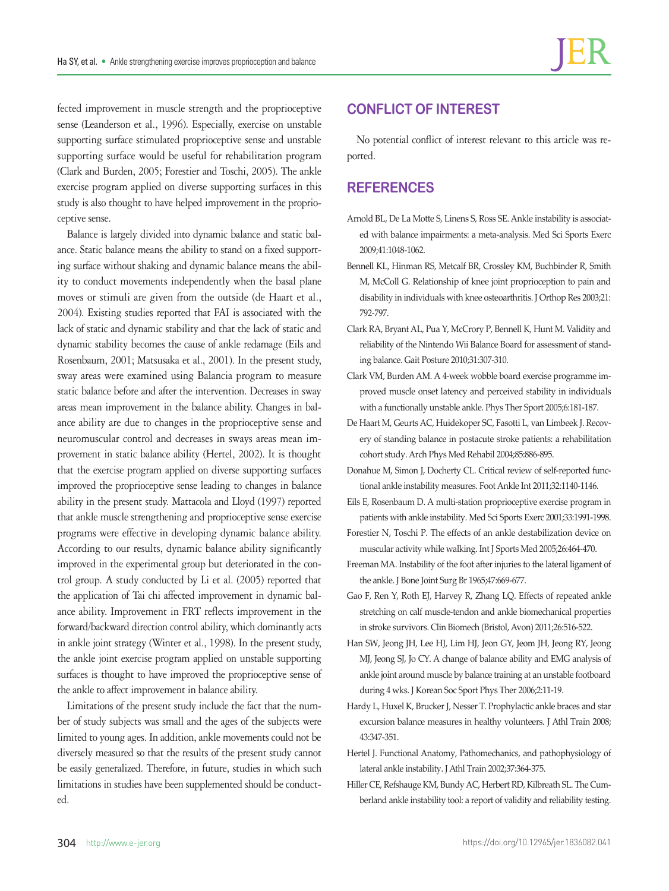fected improvement in muscle strength and the proprioceptive sense (Leanderson et al., 1996). Especially, exercise on unstable supporting surface stimulated proprioceptive sense and unstable supporting surface would be useful for rehabilitation program (Clark and Burden, 2005; Forestier and Toschi, 2005). The ankle exercise program applied on diverse supporting surfaces in this study is also thought to have helped improvement in the proprioceptive sense.

Balance is largely divided into dynamic balance and static balance. Static balance means the ability to stand on a fixed supporting surface without shaking and dynamic balance means the ability to conduct movements independently when the basal plane moves or stimuli are given from the outside (de Haart et al., 2004). Existing studies reported that FAI is associated with the lack of static and dynamic stability and that the lack of static and dynamic stability becomes the cause of ankle redamage (Eils and Rosenbaum, 2001; Matsusaka et al., 2001). In the present study, sway areas were examined using Balancia program to measure static balance before and after the intervention. Decreases in sway areas mean improvement in the balance ability. Changes in balance ability are due to changes in the proprioceptive sense and neuromuscular control and decreases in sways areas mean improvement in static balance ability (Hertel, 2002). It is thought that the exercise program applied on diverse supporting surfaces improved the proprioceptive sense leading to changes in balance ability in the present study. Mattacola and Lloyd (1997) reported that ankle muscle strengthening and proprioceptive sense exercise programs were effective in developing dynamic balance ability. According to our results, dynamic balance ability significantly improved in the experimental group but deteriorated in the control group. A study conducted by Li et al. (2005) reported that the application of Tai chi affected improvement in dynamic balance ability. Improvement in FRT reflects improvement in the forward/backward direction control ability, which dominantly acts in ankle joint strategy (Winter et al., 1998). In the present study, the ankle joint exercise program applied on unstable supporting surfaces is thought to have improved the proprioceptive sense of the ankle to affect improvement in balance ability.

Limitations of the present study include the fact that the number of study subjects was small and the ages of the subjects were limited to young ages. In addition, ankle movements could not be diversely measured so that the results of the present study cannot be easily generalized. Therefore, in future, studies in which such limitations in studies have been supplemented should be conducted.

## CONFLICT OF INTEREST

No potential conflict of interest relevant to this article was reported.

## REFERENCES

Arnold BL, De La Motte S, Linens S, Ross SE. Ankle instability is associated with balance impairments: a meta-analysis. Med Sci Sports Exerc 2009;41:1048-1062.

Bennell KL, Hinman RS, Metcalf BR, Crossley KM, Buchbinder R, Smith M, McColl G. Relationship of knee joint proprioception to pain and disability in individuals with knee osteoarthritis. J Orthop Res 2003;21: 792-797.

Clark RA, Bryant AL, Pua Y, McCrory P, Bennell K, Hunt M. Validity and reliability of the Nintendo Wii Balance Board for assessment of standing balance. Gait Posture 2010;31:307-310.

Clark VM, Burden AM. A 4-week wobble board exercise programme improved muscle onset latency and perceived stability in individuals with a functionally unstable ankle. Phys Ther Sport 2005;6:181-187.

De Haart M, Geurts AC, Huidekoper SC, Fasotti L, van Limbeek J. Recovery of standing balance in postacute stroke patients: a rehabilitation cohort study. Arch Phys Med Rehabil 2004;85:886-895.

Donahue M, Simon J, Docherty CL. Critical review of self-reported functional ankle instability measures. Foot Ankle Int 2011;32:1140-1146.

Eils E, Rosenbaum D. A multi-station proprioceptive exercise program in patients with ankle instability. Med Sci Sports Exerc 2001;33:1991-1998.

Forestier N, Toschi P. The effects of an ankle destabilization device on muscular activity while walking. Int J Sports Med 2005;26:464-470.

Freeman MA. Instability of the foot after injuries to the lateral ligament of the ankle. J Bone Joint Surg Br 1965;47:669-677.

Gao F, Ren Y, Roth EJ, Harvey R, Zhang LQ. Effects of repeated ankle stretching on calf muscle-tendon and ankle biomechanical properties in stroke survivors. Clin Biomech (Bristol, Avon) 2011;26:516-522.

Han SW, Jeong JH, Lee HJ, Lim HJ, Jeon GY, Jeom JH, Jeong RY, Jeong MJ, Jeong SJ, Jo CY. A change of balance ability and EMG analysis of ankle joint around muscle by balance training at an unstable footboard during 4 wks. J Korean Soc Sport Phys Ther 2006;2:11-19.

Hardy L, Huxel K, Brucker J, Nesser T. Prophylactic ankle braces and star excursion balance measures in healthy volunteers. J Athl Train 2008; 43:347-351.

Hertel J. Functional Anatomy, Pathomechanics, and pathophysiology of lateral ankle instability. J Athl Train 2002;37:364-375.

Hiller CE, Refshauge KM, Bundy AC, Herbert RD, Kilbreath SL. The Cumberland ankle instability tool: a report of validity and reliability testing.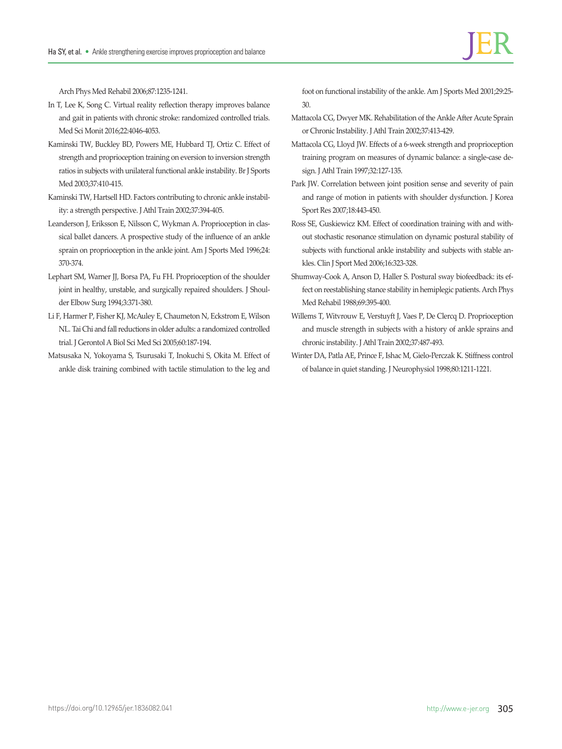Arch Phys Med Rehabil 2006;87:1235-1241.

In T, Lee K, Song C. Virtual reality reflection therapy improves balance and gait in patients with chronic stroke: randomized controlled trials. Med Sci Monit 2016;22:4046-4053.

Kaminski TW, Buckley BD, Powers ME, Hubbard TJ, Ortiz C. Effect of strength and proprioception training on eversion to inversion strength ratios in subjects with unilateral functional ankle instability. Br J Sports Med 2003;37:410-415.

Kaminski TW, Hartsell HD. Factors contributing to chronic ankle instability: a strength perspective. J Athl Train 2002;37:394-405.

Leanderson J, Eriksson E, Nilsson C, Wykman A. Proprioception in classical ballet dancers. A prospective study of the influence of an ankle sprain on proprioception in the ankle joint. Am J Sports Med 1996;24: 370-374.

Lephart SM, Warner JJ, Borsa PA, Fu FH. Proprioception of the shoulder joint in healthy, unstable, and surgically repaired shoulders. J Shoulder Elbow Surg 1994;3:371-380.

Li F, Harmer P, Fisher KJ, McAuley E, Chaumeton N, Eckstrom E, Wilson NL. Tai Chi and fall reductions in older adults: a randomized controlled trial. J Gerontol A Biol Sci Med Sci 2005;60:187-194.

Matsusaka N, Yokoyama S, Tsurusaki T, Inokuchi S, Okita M. Effect of ankle disk training combined with tactile stimulation to the leg and foot on functional instability of the ankle. Am J Sports Med 2001;29:25-30.

Mattacola CG, Dwyer MK. Rehabilitation of the Ankle After Acute Sprain or Chronic Instability. J Athl Train 2002;37:413-429.

Mattacola CG, Lloyd JW. Effects of a 6-week strength and proprioception training program on measures of dynamic balance: a single-case design. J Athl Train 1997;32:127-135.

Park JW. Correlation between joint position sense and severity of pain and range of motion in patients with shoulder dysfunction. J Korea Sport Res 2007;18:443-450.

Ross SE, Guskiewicz KM. Effect of coordination training with and without stochastic resonance stimulation on dynamic postural stability of subjects with functional ankle instability and subjects with stable ankles. Clin J Sport Med 2006;16:323-328.

Shumway-Cook A, Anson D, Haller S. Postural sway biofeedback: its effect on reestablishing stance stability in hemiplegic patients. Arch Phys Med Rehabil 1988;69:395-400.

Willems T, Witvrouw E, Verstuyft J, Vaes P, De Clercq D. Proprioception and muscle strength in subjects with a history of ankle sprains and chronic instability. J Athl Train 2002;37:487-493.

Winter DA, Patla AE, Prince F, Ishac M, Gielo-Perczak K. Stiffness control of balance in quiet standing. J Neurophysiol 1998;80:1211-1221.